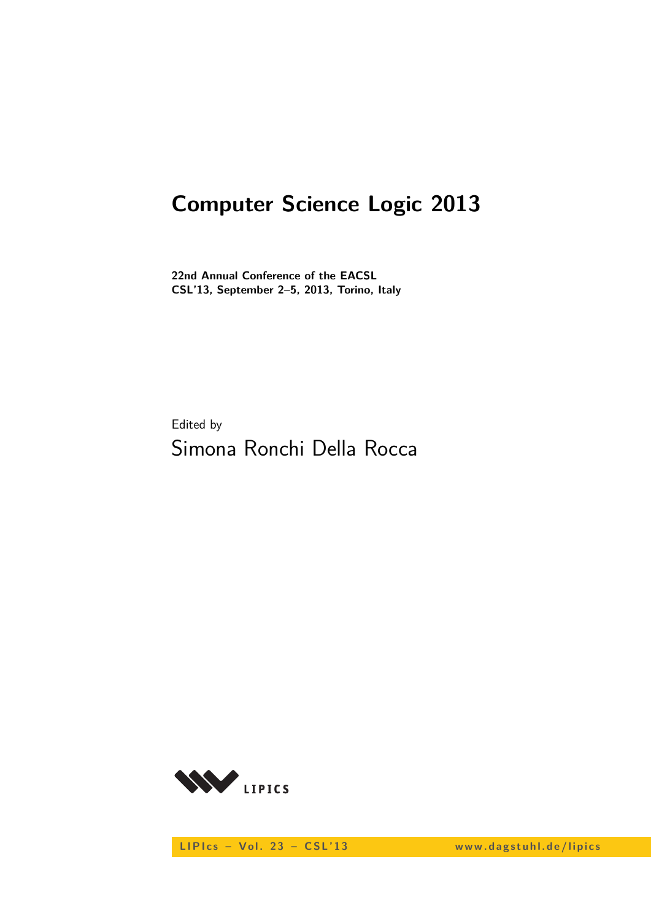# Computer Science Logic 2013

**22nd Annual Conference of the EACSL**
**CSL'13, September 2–5, 2013, Torino, Italy**

Edited by

Simona Ronchi Della Rocca

LIPIcs – Vol. 23 – CSL'13 www.dagstuhl.de/lipics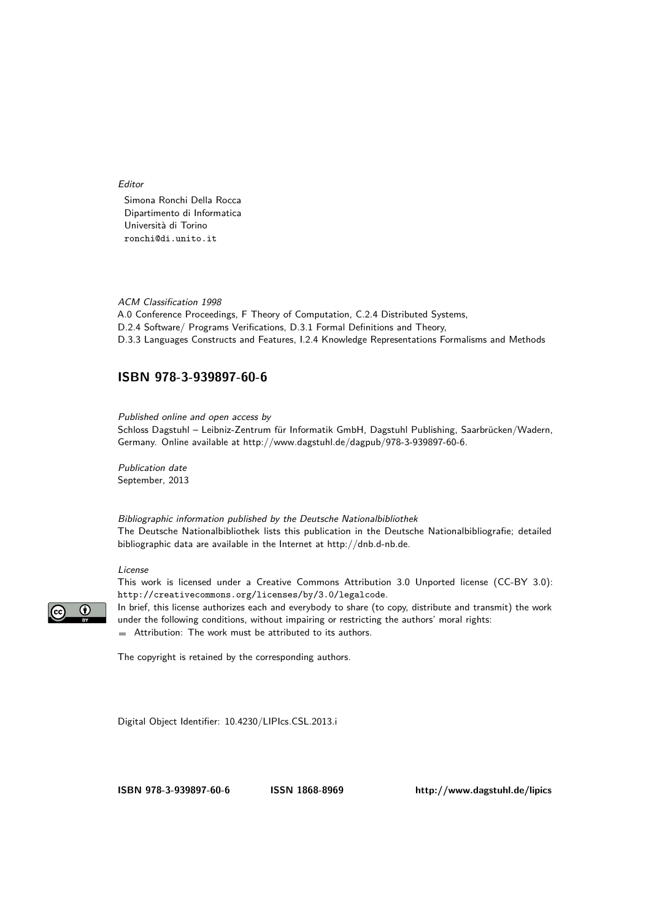*Editor*

Simona Ronchi Della Rocca
Dipartimento di Informatica
Università di Torino
ronchi@di.unito.it

*ACM Classification 1998*
A.0 Conference Proceedings, F Theory of Computation, C.2.4 Distributed Systems,
D.2.4 Software/ Programs Verifications, D.3.1 Formal Definitions and Theory,
D.3.3 Languages Constructs and Features, I.2.4 Knowledge Representations Formalisms and Methods

## ISBN 978-3-939897-60-6

*Published online and open access by*
Schloss Dagstuhl – Leibniz-Zentrum für Informatik GmbH, Dagstuhl Publishing, Saarbrücken/Wadern, Germany. Online available at http://www.dagstuhl.de/dagpub/978-3-939897-60-6.

*Publication date*
September, 2013

*Bibliographic information published by the Deutsche Nationalbibliothek*
The Deutsche Nationalbibliothek lists this publication in the Deutsche Nationalbibliografie; detailed bibliographic data are available in the Internet at http://dnb.d-nb.de.

*License*
This work is licensed under a Creative Commons Attribution 3.0 Unported license (CC-BY 3.0): http://creativecommons.org/licenses/by/3.0/legalcode.
In brief, this license authorizes each and everybody to share (to copy, distribute and transmit) the work under the following conditions, without impairing or restricting the authors' moral rights:

- Attribution: The work must be attributed to its authors.

The copyright is retained by the corresponding authors.

Digital Object Identifier: 10.4230/LIPIcs.CSL.2013.i

**ISBN 978-3-939897-60-6** **ISSN 1868-8969** **http://www.dagstuhl.de/lipics**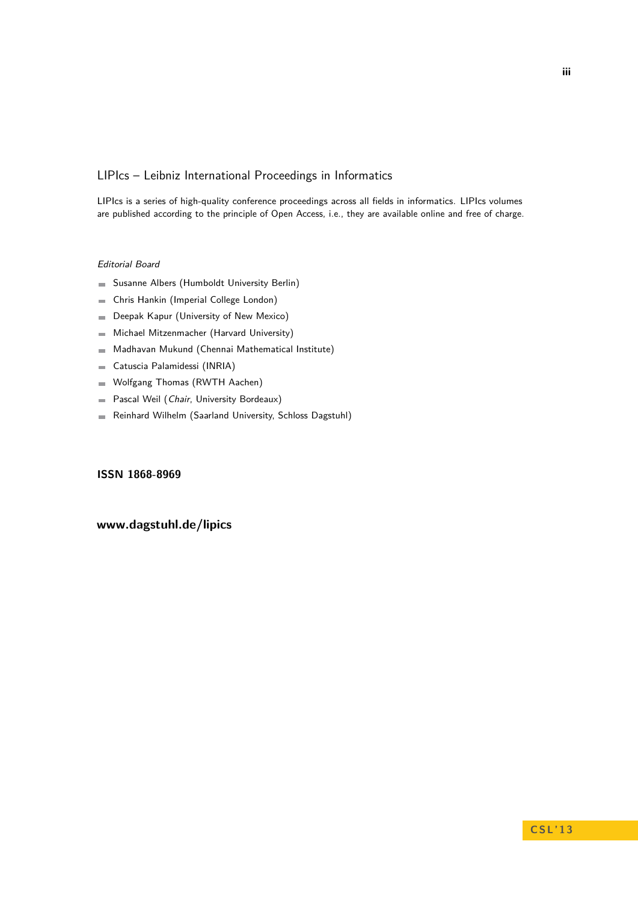## LIPIcs – Leibniz International Proceedings in Informatics

LIPIcs is a series of high-quality conference proceedings across all fields in informatics. LIPIcs volumes are published according to the principle of Open Access, i.e., they are available online and free of charge.

*Editorial Board*

- Susanne Albers (Humboldt University Berlin)
- Chris Hankin (Imperial College London)
- Deepak Kapur (University of New Mexico)
- Michael Mitzenmacher (Harvard University)
- Madhavan Mukund (Chennai Mathematical Institute)
- Catuscia Palamidessi (INRIA)
- Wolfgang Thomas (RWTH Aachen)
- Pascal Weil (*Chair*, University Bordeaux)
- Reinhard Wilhelm (Saarland University, Schloss Dagstuhl)

**ISSN 1868-8969**

**www.dagstuhl.de/lipics**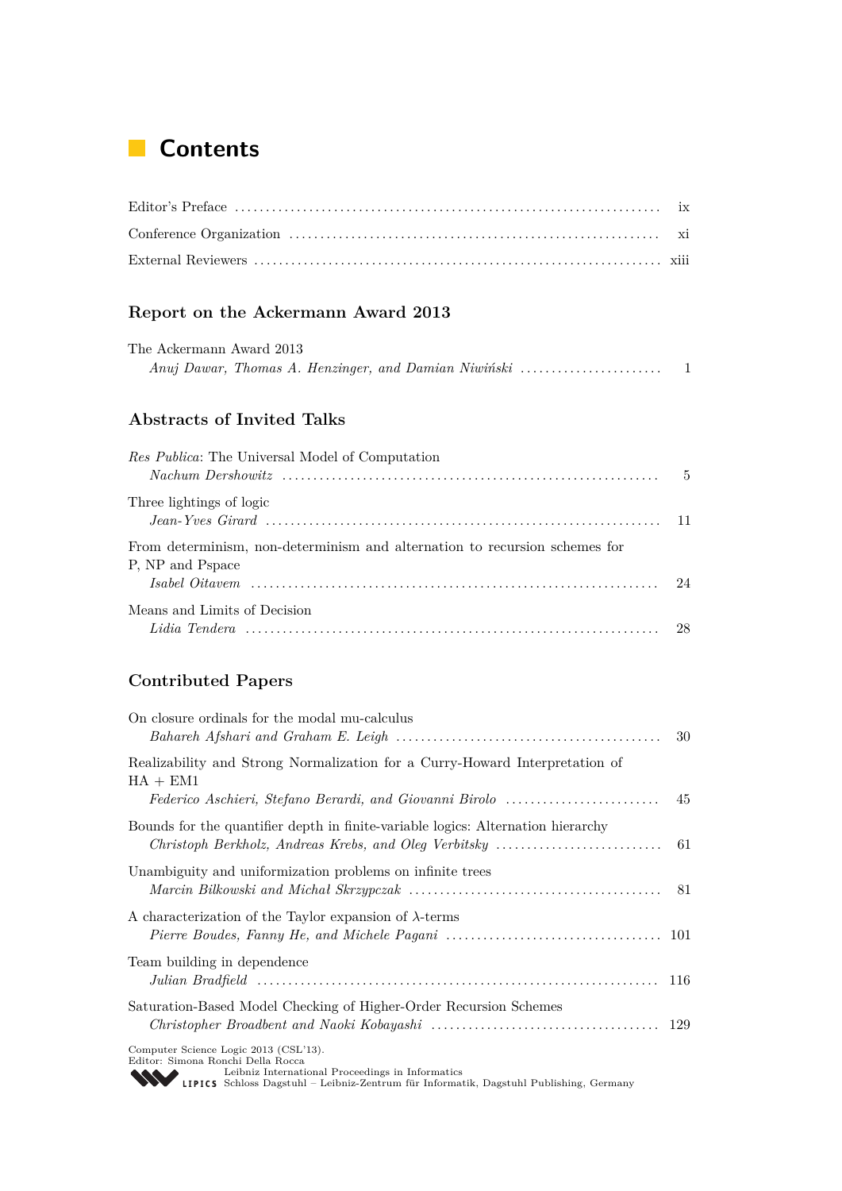# Contents

Editor's Preface ............ ix

Conference Organization ............ xi

External Reviewers ............ xiii

## Report on the Ackermann Award 2013

The Ackermann Award 2013
*Anuj Dawar, Thomas A. Henzinger, and Damian Niwiński* ............ 1

## Abstracts of Invited Talks

*Res Publica*: The Universal Model of Computation
*Nachum Dershowitz* ............ 5

Three lightings of logic
*Jean-Yves Girard* ............ 11

From determinism, non-determinism and alternation to recursion schemes for P, NP and Pspace
*Isabel Oitavem* ............ 24

Means and Limits of Decision
*Lidia Tendera* ............ 28

## Contributed Papers

On closure ordinals for the modal mu-calculus
*Bahareh Afshari and Graham E. Leigh* ............ 30

Realizability and Strong Normalization for a Curry-Howard Interpretation of HA + EM1
*Federico Aschieri, Stefano Berardi, and Giovanni Birolo* ............ 45

Bounds for the quantifier depth in finite-variable logics: Alternation hierarchy
*Christoph Berkholz, Andreas Krebs, and Oleg Verbitsky* ............ 61

Unambiguity and uniformization problems on infinite trees
*Marcin Bilkowski and Michał Skrzypczak* ............ 81

A characterization of the Taylor expansion of $\lambda$-terms
*Pierre Boudes, Fanny He, and Michele Pagani* ............ 101

Team building in dependence
*Julian Bradfield* ............ 116

Saturation-Based Model Checking of Higher-Order Recursion Schemes
*Christopher Broadbent and Naoki Kobayashi* ............ 129

Computer Science Logic 2013 (CSL'13).
Editor: Simona Ronchi Della Rocca
Leibniz International Proceedings in Informatics
Schloss Dagstuhl – Leibniz-Zentrum für Informatik, Dagstuhl Publishing, Germany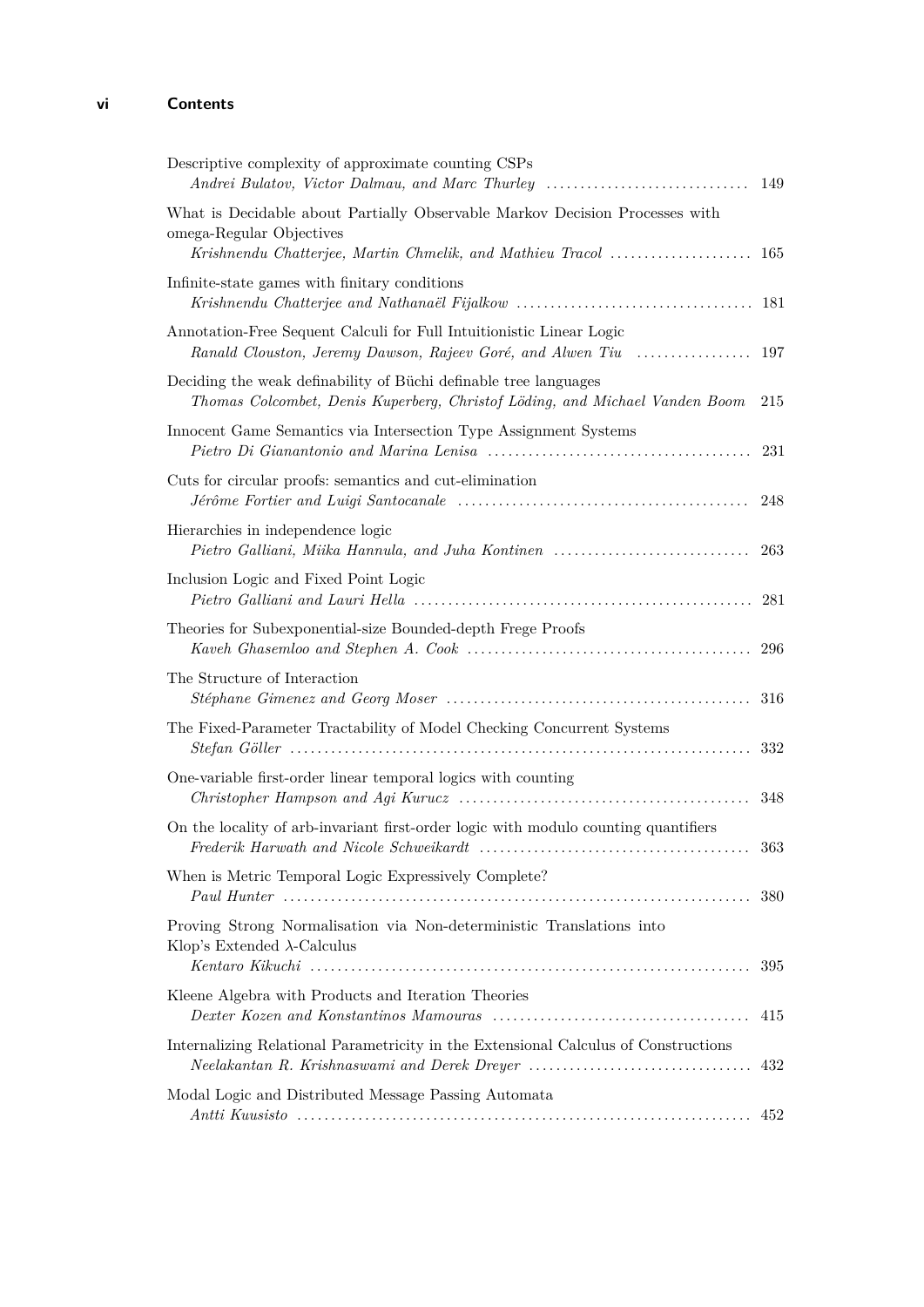Descriptive complexity of approximate counting CSPs
*Andrei Bulatov, Victor Dalmau, and Marc Thurley* ..... 149

What is Decidable about Partially Observable Markov Decision Processes with omega-Regular Objectives
*Krishnendu Chatterjee, Martin Chmelik, and Mathieu Tracol* ..... 165

Infinite-state games with finitary conditions
*Krishnendu Chatterjee and Nathanaël Fijalkow* ..... 181

Annotation-Free Sequent Calculi for Full Intuitionistic Linear Logic
*Ranald Clouston, Jeremy Dawson, Rajeev Goré, and Alwen Tiu* ..... 197

Deciding the weak definability of Büchi definable tree languages
*Thomas Colcombet, Denis Kuperberg, Christof Löding, and Michael Vanden Boom* 215

Innocent Game Semantics via Intersection Type Assignment Systems
*Pietro Di Gianantonio and Marina Lenisa* ..... 231

Cuts for circular proofs: semantics and cut-elimination
*Jérôme Fortier and Luigi Santocanale* ..... 248

Hierarchies in independence logic
*Pietro Galliani, Miika Hannula, and Juha Kontinen* ..... 263

Inclusion Logic and Fixed Point Logic
*Pietro Galliani and Lauri Hella* ..... 281

Theories for Subexponential-size Bounded-depth Frege Proofs
*Kaveh Ghasemloo and Stephen A. Cook* ..... 296

The Structure of Interaction
*Stéphane Gimenez and Georg Moser* ..... 316

The Fixed-Parameter Tractability of Model Checking Concurrent Systems
*Stefan Göller* ..... 332

One-variable first-order linear temporal logics with counting
*Christopher Hampson and Agi Kurucz* ..... 348

On the locality of arb-invariant first-order logic with modulo counting quantifiers
*Frederik Harwath and Nicole Schweikardt* ..... 363

When is Metric Temporal Logic Expressively Complete?
*Paul Hunter* ..... 380

Proving Strong Normalisation via Non-deterministic Translations into Klop's Extended $\lambda$-Calculus
*Kentaro Kikuchi* ..... 395

Kleene Algebra with Products and Iteration Theories
*Dexter Kozen and Konstantinos Mamouras* ..... 415

Internalizing Relational Parametricity in the Extensional Calculus of Constructions
*Neelakantan R. Krishnaswami and Derek Dreyer* ..... 432

Modal Logic and Distributed Message Passing Automata
*Antti Kuusisto* ..... 452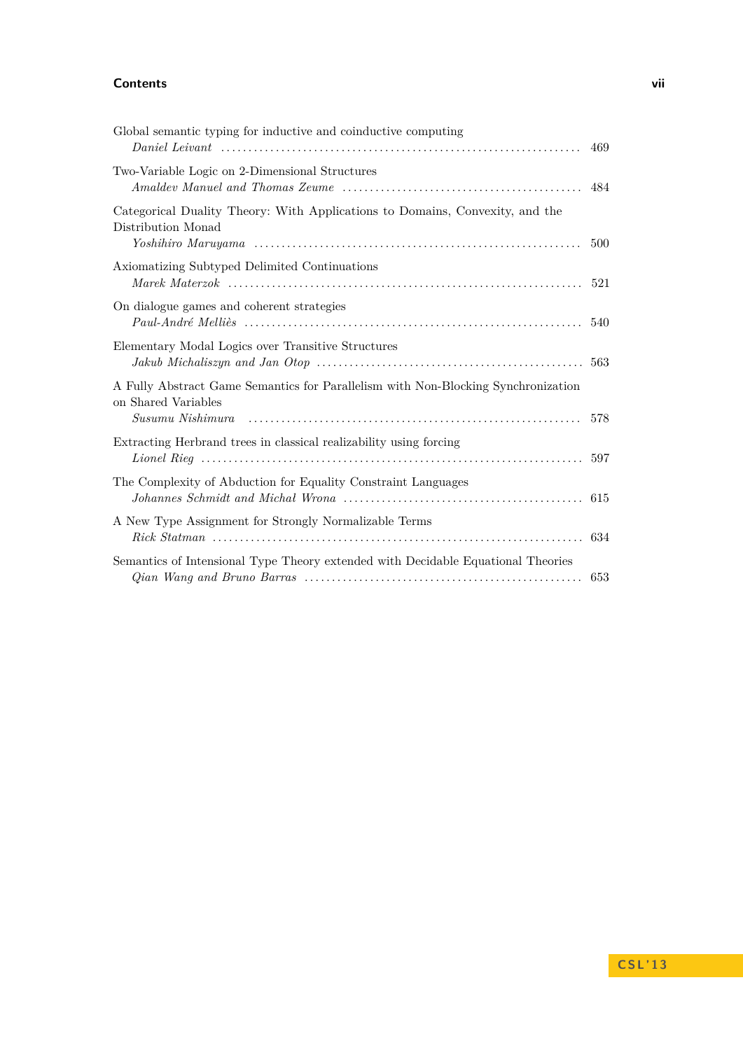Global semantic typing for inductive and coinductive computing
*Daniel Leivant* .................................................................. 469

Two-Variable Logic on 2-Dimensional Structures
*Amaldev Manuel and Thomas Zeume* ............................................ 484

Categorical Duality Theory: With Applications to Domains, Convexity, and the Distribution Monad
*Yoshihiro Maruyama* .......................................................... 500

Axiomatizing Subtyped Delimited Continuations
*Marek Materzok* ................................................................ 521

On dialogue games and coherent strategies
*Paul-André Melliès* ............................................................ 540

Elementary Modal Logics over Transitive Structures
*Jakub Michaliszyn and Jan Otop* ................................................ 563

A Fully Abstract Game Semantics for Parallelism with Non-Blocking Synchronization on Shared Variables
*Susumu Nishimura* ............................................................ 578

Extracting Herbrand trees in classical realizability using forcing
*Lionel Rieg* .................................................................... 597

The Complexity of Abduction for Equality Constraint Languages
*Johannes Schmidt and Michał Wrona* ........................................... 615

A New Type Assignment for Strongly Normalizable Terms
*Rick Statman* .................................................................. 634

Semantics of Intensional Type Theory extended with Decidable Equational Theories
*Qian Wang and Bruno Barras* .................................................. 653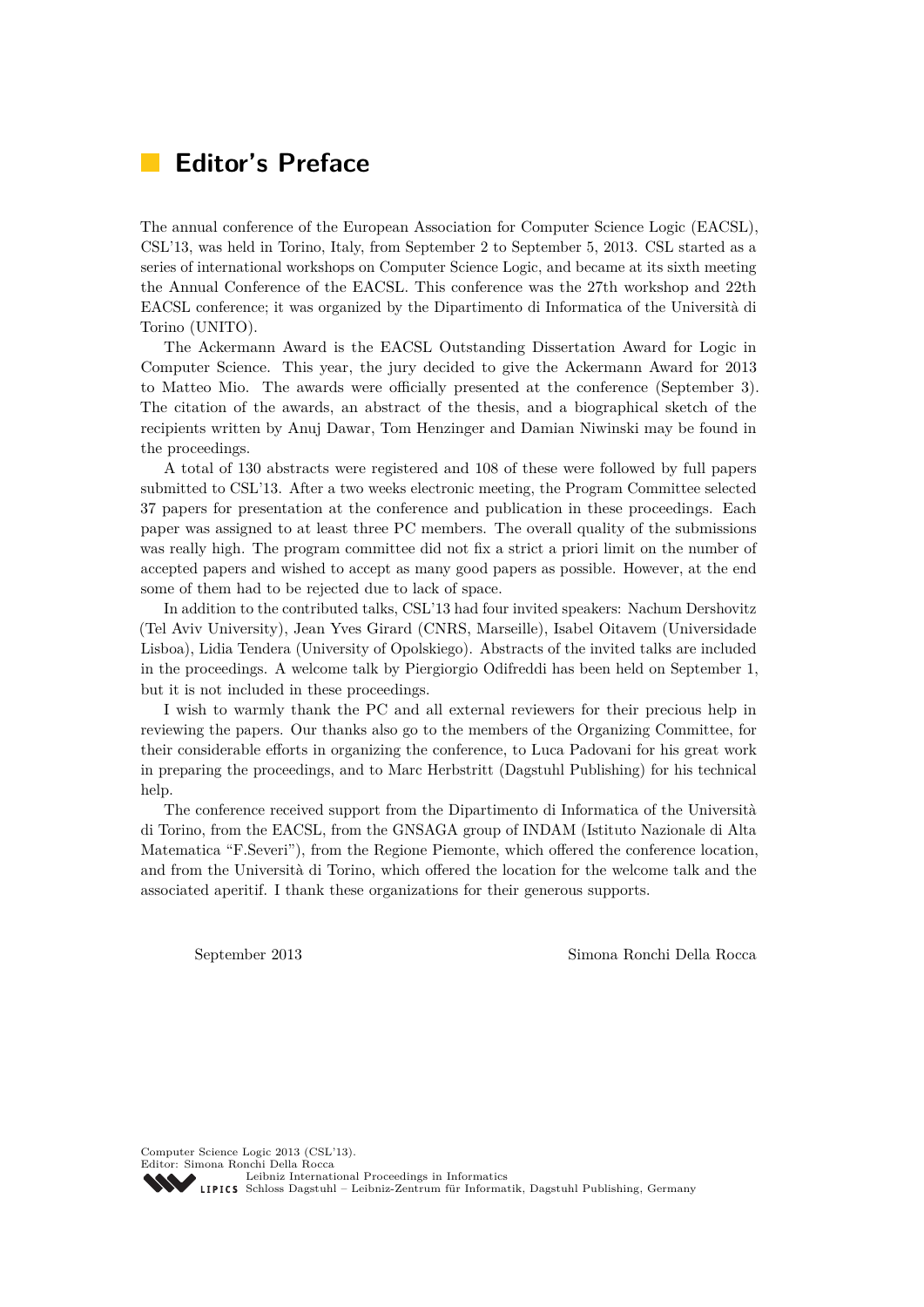# Editor's Preface

The annual conference of the European Association for Computer Science Logic (EACSL), CSL'13, was held in Torino, Italy, from September 2 to September 5, 2013. CSL started as a series of international workshops on Computer Science Logic, and became at its sixth meeting the Annual Conference of the EACSL. This conference was the 27th workshop and 22th EACSL conference; it was organized by the Dipartimento di Informatica of the Università di Torino (UNITO).

The Ackermann Award is the EACSL Outstanding Dissertation Award for Logic in Computer Science. This year, the jury decided to give the Ackermann Award for 2013 to Matteo Mio. The awards were officially presented at the conference (September 3). The citation of the awards, an abstract of the thesis, and a biographical sketch of the recipients written by Anuj Dawar, Tom Henzinger and Damian Niwinski may be found in the proceedings.

A total of 130 abstracts were registered and 108 of these were followed by full papers submitted to CSL'13. After a two weeks electronic meeting, the Program Committee selected 37 papers for presentation at the conference and publication in these proceedings. Each paper was assigned to at least three PC members. The overall quality of the submissions was really high. The program committee did not fix a strict a priori limit on the number of accepted papers and wished to accept as many good papers as possible. However, at the end some of them had to be rejected due to lack of space.

In addition to the contributed talks, CSL'13 had four invited speakers: Nachum Dershovitz (Tel Aviv University), Jean Yves Girard (CNRS, Marseille), Isabel Oitavem (Universidade Lisboa), Lidia Tendera (University of Opolskiego). Abstracts of the invited talks are included in the proceedings. A welcome talk by Piergiorgio Odifreddi has been held on September 1, but it is not included in these proceedings.

I wish to warmly thank the PC and all external reviewers for their precious help in reviewing the papers. Our thanks also go to the members of the Organizing Committee, for their considerable efforts in organizing the conference, to Luca Padovani for his great work in preparing the proceedings, and to Marc Herbstritt (Dagstuhl Publishing) for his technical help.

The conference received support from the Dipartimento di Informatica of the Università di Torino, from the EACSL, from the GNSAGA group of INDAM (Istituto Nazionale di Alta Matematica "F.Severi"), from the Regione Piemonte, which offered the conference location, and from the Università di Torino, which offered the location for the welcome talk and the associated aperitif. I thank these organizations for their generous supports.

September 2013 Simona Ronchi Della Rocca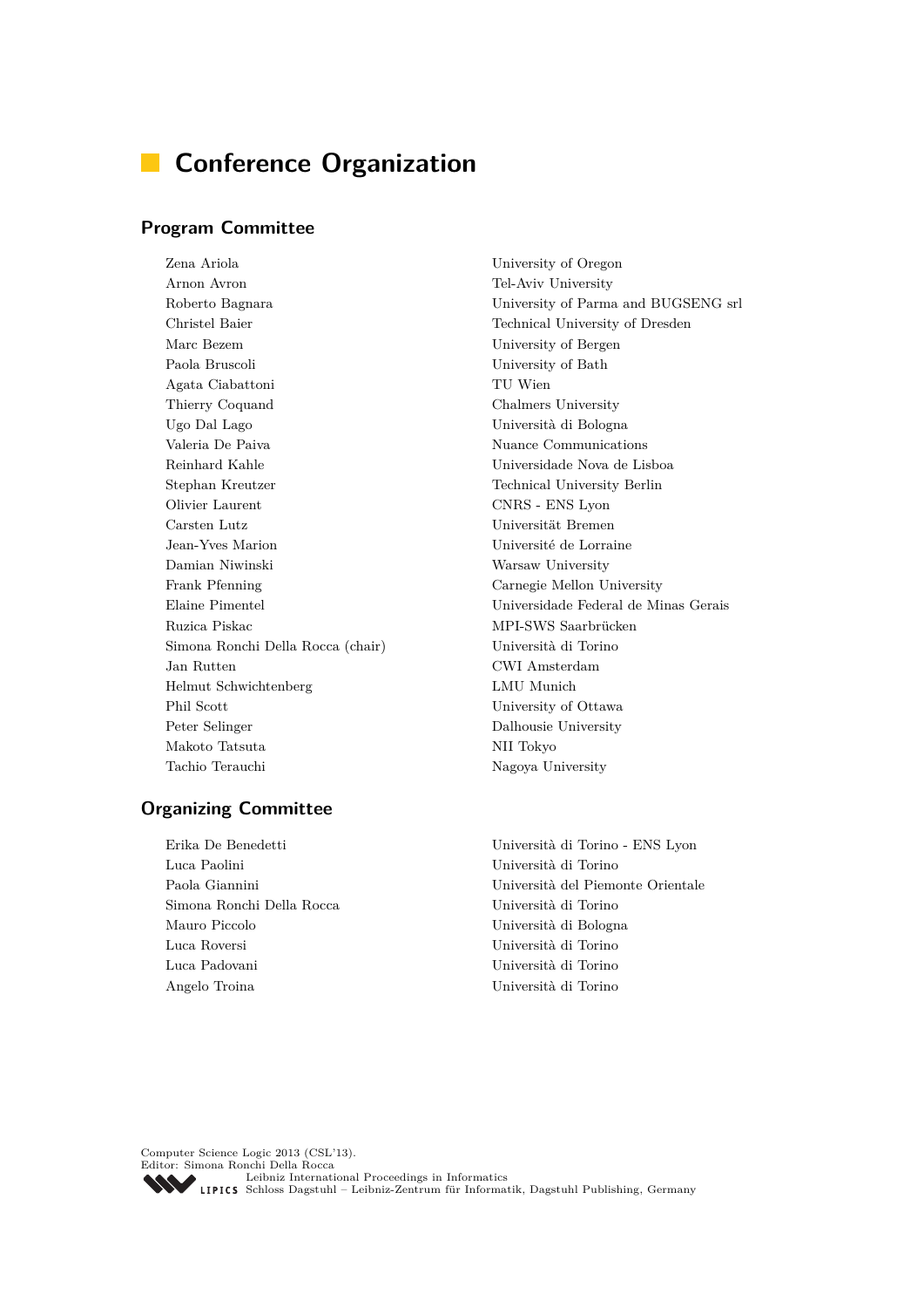# Conference Organization

## Program Committee

| | |
|---|---|
| Zena Ariola | University of Oregon |
| Arnon Avron | Tel-Aviv University |
| Roberto Bagnara | University of Parma and BUGSENG srl |
| Christel Baier | Technical University of Dresden |
| Marc Bezem | University of Bergen |
| Paola Bruscoli | University of Bath |
| Agata Ciabattoni | TU Wien |
| Thierry Coquand | Chalmers University |
| Ugo Dal Lago | Università di Bologna |
| Valeria De Paiva | Nuance Communications |
| Reinhard Kahle | Universidade Nova de Lisboa |
| Stephan Kreutzer | Technical University Berlin |
| Olivier Laurent | CNRS - ENS Lyon |
| Carsten Lutz | Universität Bremen |
| Jean-Yves Marion | Université de Lorraine |
| Damian Niwinski | Warsaw University |
| Frank Pfenning | Carnegie Mellon University |
| Elaine Pimentel | Universidade Federal de Minas Gerais |
| Ruzica Piskac | MPI-SWS Saarbrücken |
| Simona Ronchi Della Rocca (chair) | Università di Torino |
| Jan Rutten | CWI Amsterdam |
| Helmut Schwichtenberg | LMU Munich |
| Phil Scott | University of Ottawa |
| Peter Selinger | Dalhousie University |
| Makoto Tatsuta | NII Tokyo |
| Tachio Terauchi | Nagoya University |

## Organizing Committee

| | |
|---|---|
| Erika De Benedetti | Università di Torino - ENS Lyon |
| Luca Paolini | Università di Torino |
| Paola Giannini | Università del Piemonte Orientale |
| Simona Ronchi Della Rocca | Università di Torino |
| Mauro Piccolo | Università di Bologna |
| Luca Roversi | Università di Torino |
| Luca Padovani | Università di Torino |
| Angelo Troina | Università di Torino |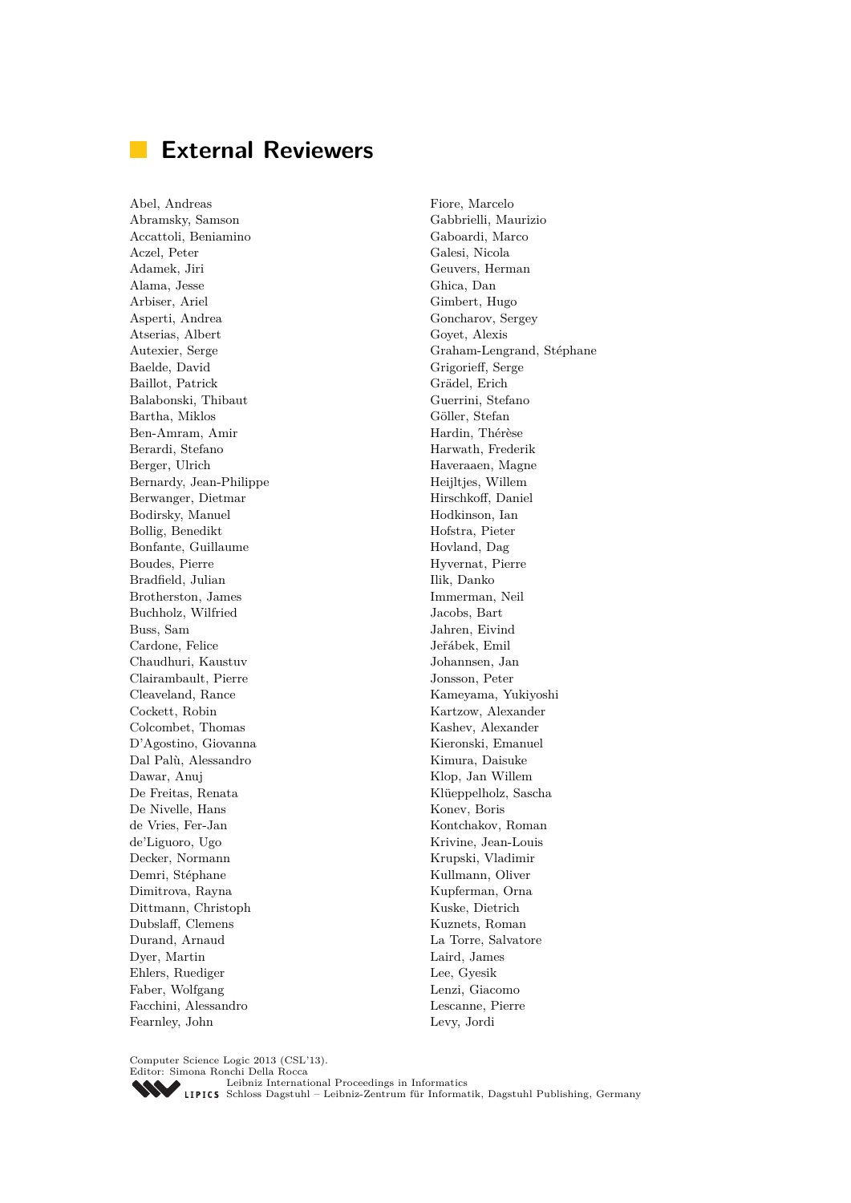# External Reviewers

Abel, Andreas
Abramsky, Samson
Accattoli, Beniamino
Aczel, Peter
Adamek, Jiri
Alama, Jesse
Arbiser, Ariel
Asperti, Andrea
Atserias, Albert
Autexier, Serge
Baelde, David
Baillot, Patrick
Balabonski, Thibaut
Bartha, Miklos
Ben-Amram, Amir
Berardi, Stefano
Berger, Ulrich
Bernardy, Jean-Philippe
Berwanger, Dietmar
Bodirsky, Manuel
Bollig, Benedikt
Bonfante, Guillaume
Boudes, Pierre
Bradfield, Julian
Brotherston, James
Buchholz, Wilfried
Buss, Sam
Cardone, Felice
Chaudhuri, Kaustuv
Clairambault, Pierre
Cleaveland, Rance
Cockett, Robin
Colcombet, Thomas
D'Agostino, Giovanna
Dal Palù, Alessandro
Dawar, Anuj
De Freitas, Renata
De Nivelle, Hans
de Vries, Fer-Jan
de'Liguoro, Ugo
Decker, Normann
Demri, Stéphane
Dimitrova, Rayna
Dittmann, Christoph
Dubslaff, Clemens
Durand, Arnaud
Dyer, Martin
Ehlers, Ruediger
Faber, Wolfgang
Facchini, Alessandro
Fearnley, John
Fiore, Marcelo
Gabbrielli, Maurizio
Gaboardi, Marco
Galesi, Nicola
Geuvers, Herman
Ghica, Dan
Gimbert, Hugo
Goncharov, Sergey
Goyet, Alexis
Graham-Lengrand, Stéphane
Grigorieff, Serge
Grädel, Erich
Guerrini, Stefano
Göller, Stefan
Hardin, Thérèse
Harwath, Frederik
Haveraaen, Magne
Heijltjes, Willem
Hirschkoff, Daniel
Hodkinson, Ian
Hofstra, Pieter
Hovland, Dag
Hyvernat, Pierre
Ilik, Danko
Immerman, Neil
Jacobs, Bart
Jahren, Eivind
Jeřábek, Emil
Johannsen, Jan
Jonsson, Peter
Kameyama, Yukiyoshi
Kartzow, Alexander
Kashev, Alexander
Kieronski, Emanuel
Kimura, Daisuke
Klop, Jan Willem
Klüeppelholz, Sascha
Konev, Boris
Kontchakov, Roman
Krivine, Jean-Louis
Krupski, Vladimir
Kullmann, Oliver
Kupferman, Orna
Kuske, Dietrich
Kuznets, Roman
La Torre, Salvatore
Laird, James
Lee, Gyesik
Lenzi, Giacomo
Lescanne, Pierre
Levy, Jordi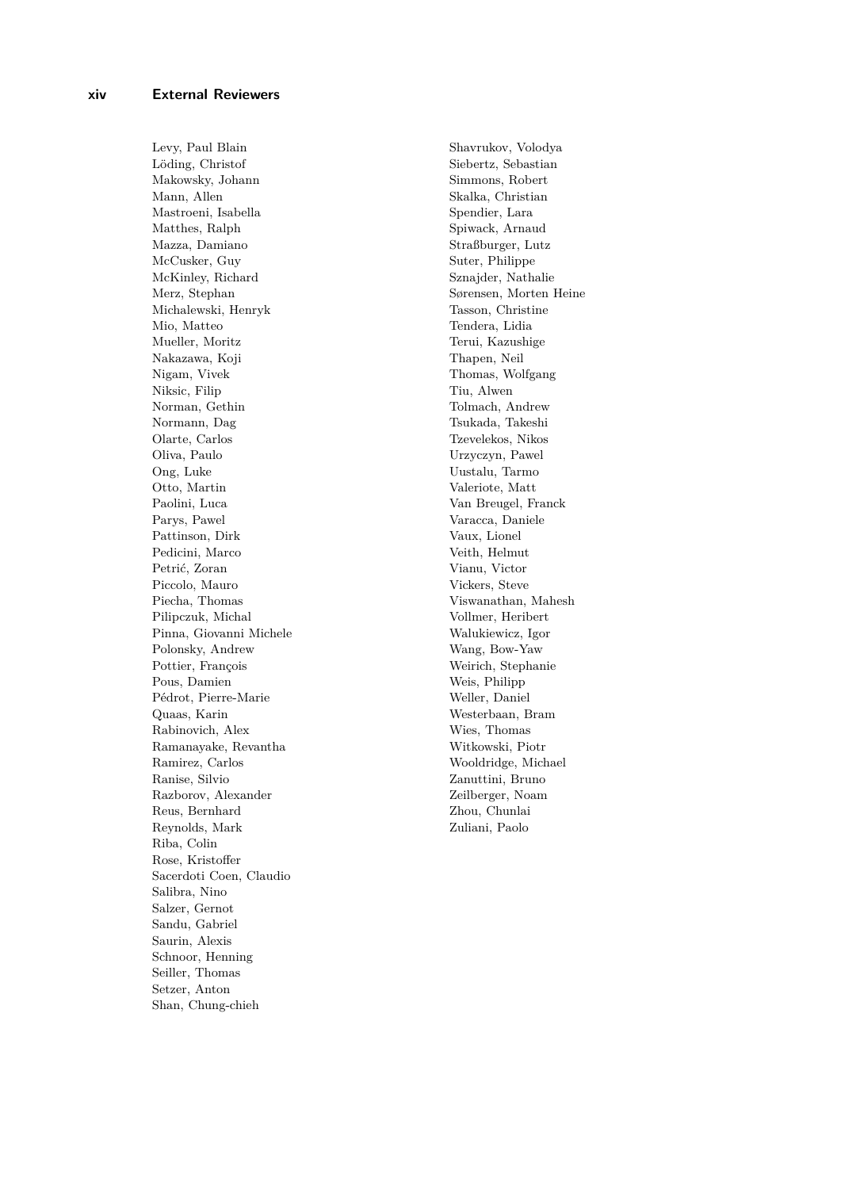Levy, Paul Blain
Löding, Christof
Makowsky, Johann
Mann, Allen
Mastroeni, Isabella
Matthes, Ralph
Mazza, Damiano
McCusker, Guy
McKinley, Richard
Merz, Stephan
Michalewski, Henryk
Mio, Matteo
Mueller, Moritz
Nakazawa, Koji
Nigam, Vivek
Niksic, Filip
Norman, Gethin
Normann, Dag
Olarte, Carlos
Oliva, Paulo
Ong, Luke
Otto, Martin
Paolini, Luca
Parys, Pawel
Pattinson, Dirk
Pedicini, Marco
Petrić, Zoran
Piccolo, Mauro
Piecha, Thomas
Pilipczuk, Michal
Pinna, Giovanni Michele
Polonsky, Andrew
Pottier, François
Pous, Damien
Pédrot, Pierre-Marie
Quaas, Karin
Rabinovich, Alex
Ramanayake, Revantha
Ramirez, Carlos
Ranise, Silvio
Razborov, Alexander
Reus, Bernhard
Reynolds, Mark
Riba, Colin
Rose, Kristoffer
Sacerdoti Coen, Claudio
Salibra, Nino
Salzer, Gernot
Sandu, Gabriel
Saurin, Alexis
Schnoor, Henning
Seiller, Thomas
Setzer, Anton
Shan, Chung-chieh
Shavrukov, Volodya
Siebertz, Sebastian
Simmons, Robert
Skalka, Christian
Spendier, Lara
Spiwack, Arnaud
Straßburger, Lutz
Suter, Philippe
Sznajder, Nathalie
Sørensen, Morten Heine
Tasson, Christine
Tendera, Lidia
Terui, Kazushige
Thapen, Neil
Thomas, Wolfgang
Tiu, Alwen
Tolmach, Andrew
Tsukada, Takeshi
Tzevelekos, Nikos
Urzyczyn, Pawel
Uustalu, Tarmo
Valeriote, Matt
Van Breugel, Franck
Varacca, Daniele
Vaux, Lionel
Veith, Helmut
Vianu, Victor
Vickers, Steve
Viswanathan, Mahesh
Vollmer, Heribert
Walukiewicz, Igor
Wang, Bow-Yaw
Weirich, Stephanie
Weis, Philipp
Weller, Daniel
Westerbaan, Bram
Wies, Thomas
Witkowski, Piotr
Wooldridge, Michael
Zanuttini, Bruno
Zeilberger, Noam
Zhou, Chunlai
Zuliani, Paolo